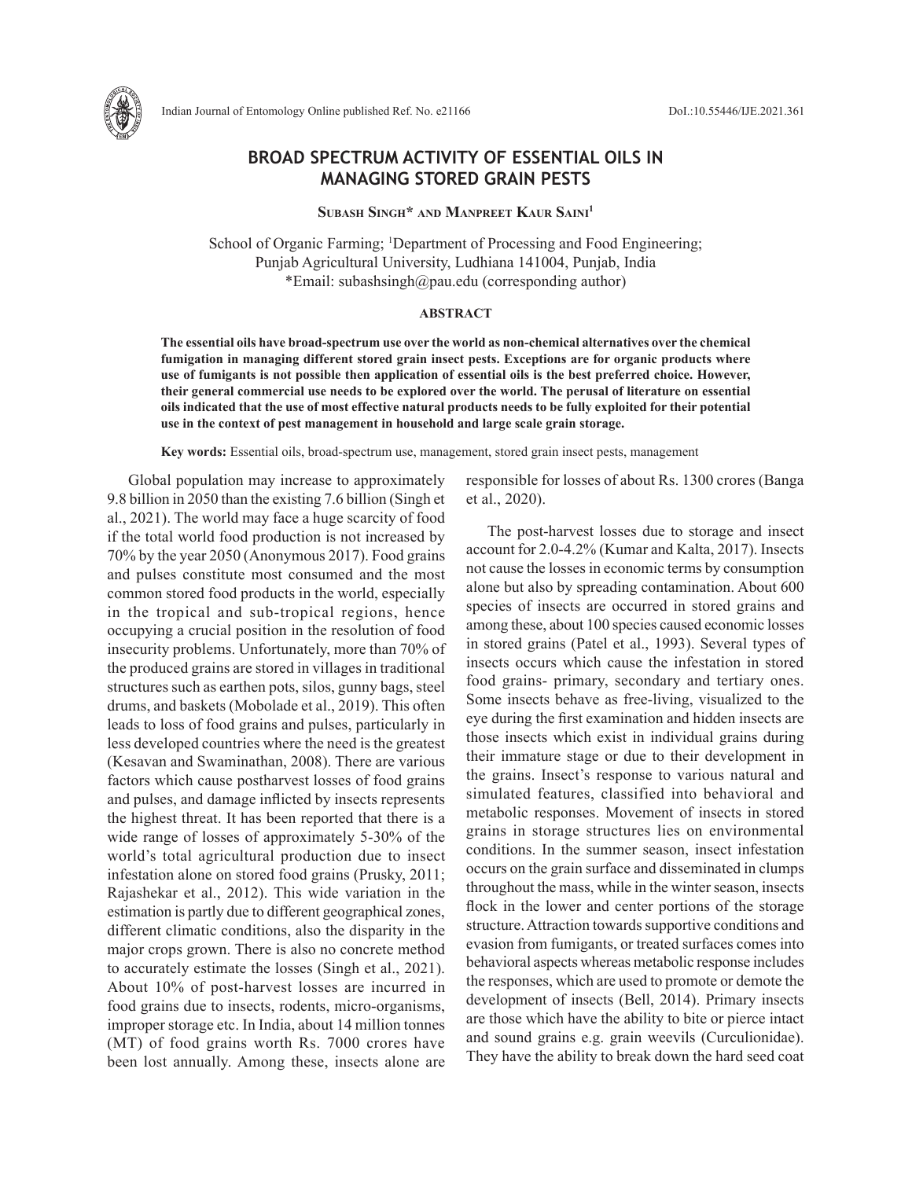# BROAD SPECTRUM ACTIVITY OF ESSENTIAL OILS IN MANAGING STORED GRAIN PESTS

**Subash Singh* and Manpreet Kaur Saini[1]**

School of Organic Farming; [1]Department of Processing and Food Engineering; Punjab Agricultural University, Ludhiana 141004, Punjab, India
*Email: subashsingh@pau.edu (corresponding author)

## ABSTRACT

**The essential oils have broad-spectrum use over the world as non-chemical alternatives over the chemical fumigation in managing different stored grain insect pests. Exceptions are for organic products where use of fumigants is not possible then application of essential oils is the best preferred choice. However, their general commercial use needs to be explored over the world. The perusal of literature on essential oils indicated that the use of most effective natural products needs to be fully exploited for their potential use in the context of pest management in household and large scale grain storage.**

**Key words:** Essential oils, broad-spectrum use, management, stored grain insect pests, management

Global population may increase to approximately 9.8 billion in 2050 than the existing 7.6 billion (Singh et al., 2021). The world may face a huge scarcity of food if the total world food production is not increased by 70% by the year 2050 (Anonymous 2017). Food grains and pulses constitute most consumed and the most common stored food products in the world, especially in the tropical and sub-tropical regions, hence occupying a crucial position in the resolution of food insecurity problems. Unfortunately, more than 70% of the produced grains are stored in villages in traditional structures such as earthen pots, silos, gunny bags, steel drums, and baskets (Mobolade et al., 2019). This often leads to loss of food grains and pulses, particularly in less developed countries where the need is the greatest (Kesavan and Swaminathan, 2008). There are various factors which cause postharvest losses of food grains and pulses, and damage inflicted by insects represents the highest threat. It has been reported that there is a wide range of losses of approximately 5-30% of the world's total agricultural production due to insect infestation alone on stored food grains (Prusky, 2011; Rajashekar et al., 2012). This wide variation in the estimation is partly due to different geographical zones, different climatic conditions, also the disparity in the major crops grown. There is also no concrete method to accurately estimate the losses (Singh et al., 2021). About 10% of post-harvest losses are incurred in food grains due to insects, rodents, micro-organisms, improper storage etc. In India, about 14 million tonnes (MT) of food grains worth Rs. 7000 crores have been lost annually. Among these, insects alone are responsible for losses of about Rs. 1300 crores (Banga et al., 2020).

The post-harvest losses due to storage and insect account for 2.0-4.2% (Kumar and Kalta, 2017). Insects not cause the losses in economic terms by consumption alone but also by spreading contamination. About 600 species of insects are occurred in stored grains and among these, about 100 species caused economic losses in stored grains (Patel et al., 1993). Several types of insects occurs which cause the infestation in stored food grains- primary, secondary and tertiary ones. Some insects behave as free-living, visualized to the eye during the first examination and hidden insects are those insects which exist in individual grains during their immature stage or due to their development in the grains. Insect's response to various natural and simulated features, classified into behavioral and metabolic responses. Movement of insects in stored grains in storage structures lies on environmental conditions. In the summer season, insect infestation occurs on the grain surface and disseminated in clumps throughout the mass, while in the winter season, insects flock in the lower and center portions of the storage structure. Attraction towards supportive conditions and evasion from fumigants, or treated surfaces comes into behavioral aspects whereas metabolic response includes the responses, which are used to promote or demote the development of insects (Bell, 2014). Primary insects are those which have the ability to bite or pierce intact and sound grains e.g. grain weevils (Curculionidae). They have the ability to break down the hard seed coat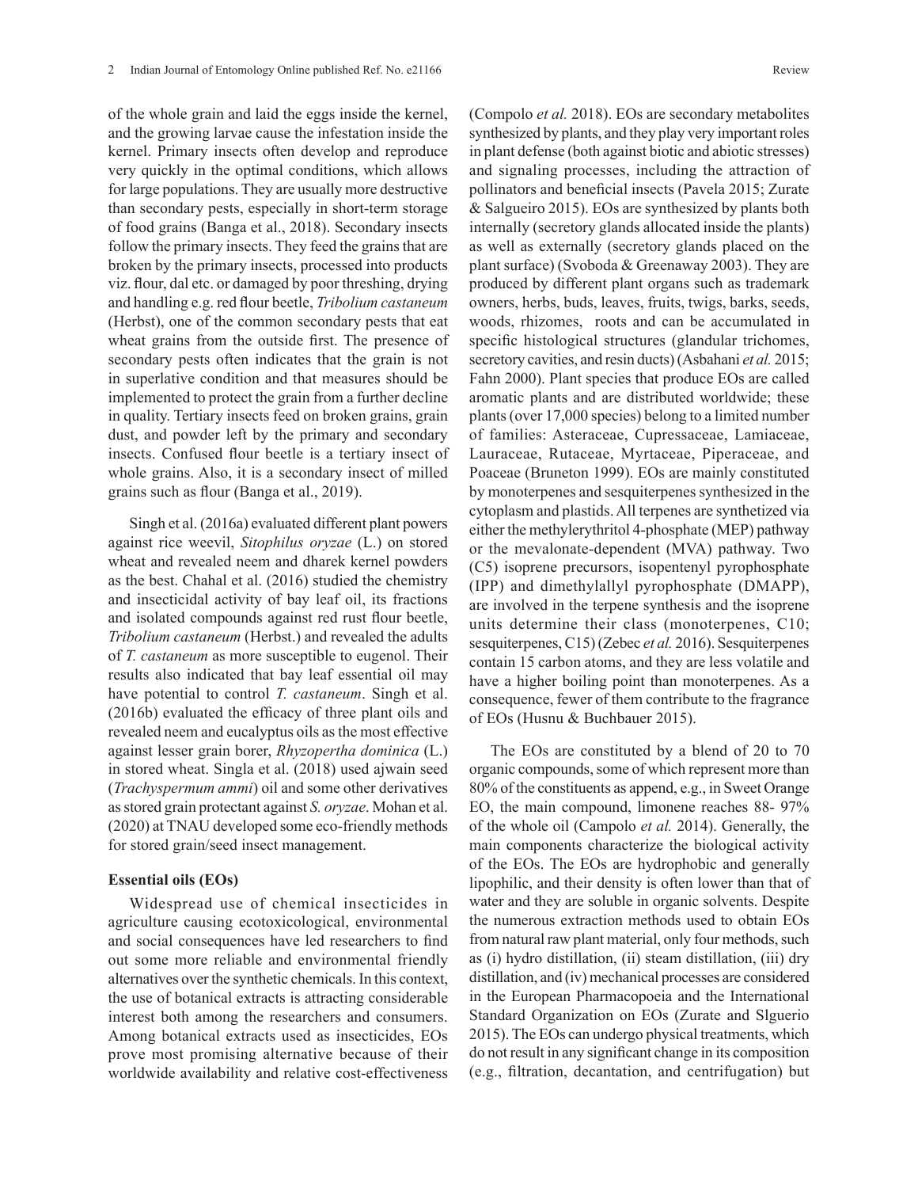of the whole grain and laid the eggs inside the kernel, and the growing larvae cause the infestation inside the kernel. Primary insects often develop and reproduce very quickly in the optimal conditions, which allows for large populations. They are usually more destructive than secondary pests, especially in short-term storage of food grains (Banga et al., 2018). Secondary insects follow the primary insects. They feed the grains that are broken by the primary insects, processed into products viz. flour, dal etc. or damaged by poor threshing, drying and handling e.g. red flour beetle, *Tribolium castaneum* (Herbst), one of the common secondary pests that eat wheat grains from the outside first. The presence of secondary pests often indicates that the grain is not in superlative condition and that measures should be implemented to protect the grain from a further decline in quality. Tertiary insects feed on broken grains, grain dust, and powder left by the primary and secondary insects. Confused flour beetle is a tertiary insect of whole grains. Also, it is a secondary insect of milled grains such as flour (Banga et al., 2019).

Singh et al. (2016a) evaluated different plant powers against rice weevil, *Sitophilus oryzae* (L.) on stored wheat and revealed neem and dharek kernel powders as the best. Chahal et al. (2016) studied the chemistry and insecticidal activity of bay leaf oil, its fractions and isolated compounds against red rust flour beetle, *Tribolium castaneum* (Herbst.) and revealed the adults of *T. castaneum* as more susceptible to eugenol. Their results also indicated that bay leaf essential oil may have potential to control *T. castaneum*. Singh et al. (2016b) evaluated the efficacy of three plant oils and revealed neem and eucalyptus oils as the most effective against lesser grain borer, *Rhyzopertha dominica* (L.) in stored wheat. Singla et al. (2018) used ajwain seed (*Trachyspermum ammi*) oil and some other derivatives as stored grain protectant against *S. oryzae*. Mohan et al. (2020) at TNAU developed some eco-friendly methods for stored grain/seed insect management.

### Essential oils (EOs)

Widespread use of chemical insecticides in agriculture causing ecotoxicological, environmental and social consequences have led researchers to find out some more reliable and environmental friendly alternatives over the synthetic chemicals. In this context, the use of botanical extracts is attracting considerable interest both among the researchers and consumers. Among botanical extracts used as insecticides, EOs prove most promising alternative because of their worldwide availability and relative cost-effectiveness (Compolo *et al.* 2018). EOs are secondary metabolites synthesized by plants, and they play very important roles in plant defense (both against biotic and abiotic stresses) and signaling processes, including the attraction of pollinators and beneficial insects (Pavela 2015; Zurate & Salgueiro 2015). EOs are synthesized by plants both internally (secretory glands allocated inside the plants) as well as externally (secretory glands placed on the plant surface) (Svoboda & Greenaway 2003). They are produced by different plant organs such as trademark owners, herbs, buds, leaves, fruits, twigs, barks, seeds, woods, rhizomes, roots and can be accumulated in specific histological structures (glandular trichomes, secretory cavities, and resin ducts) (Asbahani *et al.* 2015; Fahn 2000). Plant species that produce EOs are called aromatic plants and are distributed worldwide; these plants (over 17,000 species) belong to a limited number of families: Asteraceae, Cupressaceae, Lamiaceae, Lauraceae, Rutaceae, Myrtaceae, Piperaceae, and Poaceae (Bruneton 1999). EOs are mainly constituted by monoterpenes and sesquiterpenes synthesized in the cytoplasm and plastids. All terpenes are synthetized via either the methylerythritol 4-phosphate (MEP) pathway or the mevalonate-dependent (MVA) pathway. Two (C5) isoprene precursors, isopentenyl pyrophosphate (IPP) and dimethylallyl pyrophosphate (DMAPP), are involved in the terpene synthesis and the isoprene units determine their class (monoterpenes, C10; sesquiterpenes, C15) (Zebec *et al.* 2016). Sesquiterpenes contain 15 carbon atoms, and they are less volatile and have a higher boiling point than monoterpenes. As a consequence, fewer of them contribute to the fragrance of EOs (Husnu & Buchbauer 2015).

The EOs are constituted by a blend of 20 to 70 organic compounds, some of which represent more than 80% of the constituents as append, e.g., in Sweet Orange EO, the main compound, limonene reaches 88- 97% of the whole oil (Campolo *et al.* 2014). Generally, the main components characterize the biological activity of the EOs. The EOs are hydrophobic and generally lipophilic, and their density is often lower than that of water and they are soluble in organic solvents. Despite the numerous extraction methods used to obtain EOs from natural raw plant material, only four methods, such as (i) hydro distillation, (ii) steam distillation, (iii) dry distillation, and (iv) mechanical processes are considered in the European Pharmacopoeia and the International Standard Organization on EOs (Zurate and Slguerio 2015). The EOs can undergo physical treatments, which do not result in any significant change in its composition (e.g., filtration, decantation, and centrifugation) but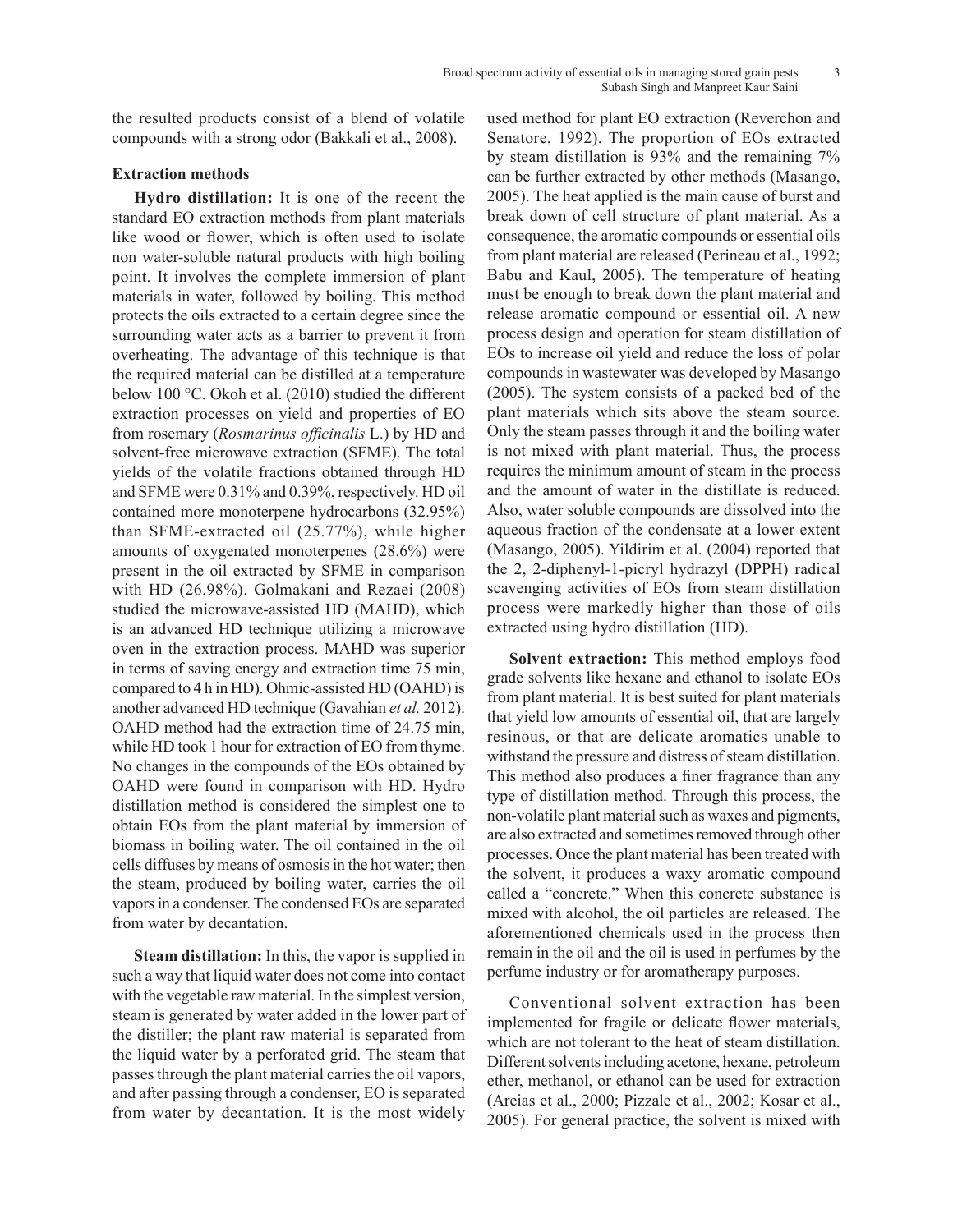the resulted products consist of a blend of volatile compounds with a strong odor (Bakkali et al., 2008).

### Extraction methods

**Hydro distillation:** It is one of the recent the standard EO extraction methods from plant materials like wood or flower, which is often used to isolate non water-soluble natural products with high boiling point. It involves the complete immersion of plant materials in water, followed by boiling. This method protects the oils extracted to a certain degree since the surrounding water acts as a barrier to prevent it from overheating. The advantage of this technique is that the required material can be distilled at a temperature below 100 °C. Okoh et al. (2010) studied the different extraction processes on yield and properties of EO from rosemary (*Rosmarinus officinalis* L.) by HD and solvent-free microwave extraction (SFME). The total yields of the volatile fractions obtained through HD and SFME were 0.31% and 0.39%, respectively. HD oil contained more monoterpene hydrocarbons (32.95%) than SFME-extracted oil (25.77%), while higher amounts of oxygenated monoterpenes (28.6%) were present in the oil extracted by SFME in comparison with HD (26.98%). Golmakani and Rezaei (2008) studied the microwave-assisted HD (MAHD), which is an advanced HD technique utilizing a microwave oven in the extraction process. MAHD was superior in terms of saving energy and extraction time 75 min, compared to 4 h in HD). Ohmic-assisted HD (OAHD) is another advanced HD technique (Gavahian *et al.* 2012). OAHD method had the extraction time of 24.75 min, while HD took 1 hour for extraction of EO from thyme. No changes in the compounds of the EOs obtained by OAHD were found in comparison with HD. Hydro distillation method is considered the simplest one to obtain EOs from the plant material by immersion of biomass in boiling water. The oil contained in the oil cells diffuses by means of osmosis in the hot water; then the steam, produced by boiling water, carries the oil vapors in a condenser. The condensed EOs are separated from water by decantation.

**Steam distillation:** In this, the vapor is supplied in such a way that liquid water does not come into contact with the vegetable raw material. In the simplest version, steam is generated by water added in the lower part of the distiller; the plant raw material is separated from the liquid water by a perforated grid. The steam that passes through the plant material carries the oil vapors, and after passing through a condenser, EO is separated from water by decantation. It is the most widely used method for plant EO extraction (Reverchon and Senatore, 1992). The proportion of EOs extracted by steam distillation is 93% and the remaining 7% can be further extracted by other methods (Masango, 2005). The heat applied is the main cause of burst and break down of cell structure of plant material. As a consequence, the aromatic compounds or essential oils from plant material are released (Perineau et al., 1992; Babu and Kaul, 2005). The temperature of heating must be enough to break down the plant material and release aromatic compound or essential oil. A new process design and operation for steam distillation of EOs to increase oil yield and reduce the loss of polar compounds in wastewater was developed by Masango (2005). The system consists of a packed bed of the plant materials which sits above the steam source. Only the steam passes through it and the boiling water is not mixed with plant material. Thus, the process requires the minimum amount of steam in the process and the amount of water in the distillate is reduced. Also, water soluble compounds are dissolved into the aqueous fraction of the condensate at a lower extent (Masango, 2005). Yildirim et al. (2004) reported that the 2, 2-diphenyl-1-picryl hydrazyl (DPPH) radical scavenging activities of EOs from steam distillation process were markedly higher than those of oils extracted using hydro distillation (HD).

**Solvent extraction:** This method employs food grade solvents like hexane and ethanol to isolate EOs from plant material. It is best suited for plant materials that yield low amounts of essential oil, that are largely resinous, or that are delicate aromatics unable to withstand the pressure and distress of steam distillation. This method also produces a finer fragrance than any type of distillation method. Through this process, the non-volatile plant material such as waxes and pigments, are also extracted and sometimes removed through other processes. Once the plant material has been treated with the solvent, it produces a waxy aromatic compound called a "concrete." When this concrete substance is mixed with alcohol, the oil particles are released. The aforementioned chemicals used in the process then remain in the oil and the oil is used in perfumes by the perfume industry or for aromatherapy purposes.

Conventional solvent extraction has been implemented for fragile or delicate flower materials, which are not tolerant to the heat of steam distillation. Different solvents including acetone, hexane, petroleum ether, methanol, or ethanol can be used for extraction (Areias et al., 2000; Pizzale et al., 2002; Kosar et al., 2005). For general practice, the solvent is mixed with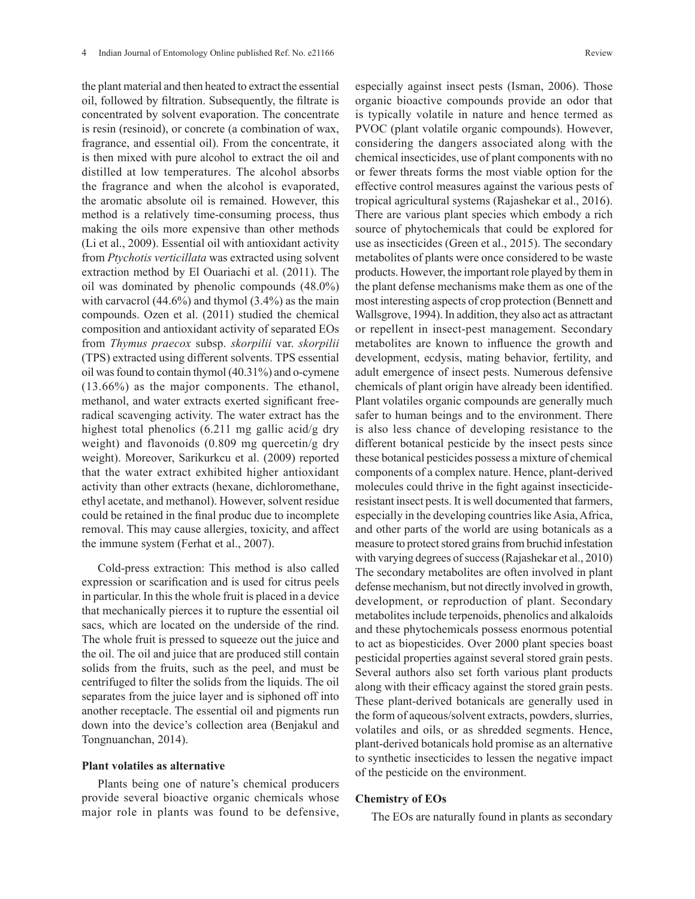the plant material and then heated to extract the essential oil, followed by filtration. Subsequently, the filtrate is concentrated by solvent evaporation. The concentrate is resin (resinoid), or concrete (a combination of wax, fragrance, and essential oil). From the concentrate, it is then mixed with pure alcohol to extract the oil and distilled at low temperatures. The alcohol absorbs the fragrance and when the alcohol is evaporated, the aromatic absolute oil is remained. However, this method is a relatively time-consuming process, thus making the oils more expensive than other methods (Li et al., 2009). Essential oil with antioxidant activity from *Ptychotis verticillata* was extracted using solvent extraction method by El Ouariachi et al. (2011). The oil was dominated by phenolic compounds (48.0%) with carvacrol (44.6%) and thymol (3.4%) as the main compounds. Ozen et al. (2011) studied the chemical composition and antioxidant activity of separated EOs from *Thymus praecox* subsp. *skorpilii* var. *skorpilii* (TPS) extracted using different solvents. TPS essential oil was found to contain thymol (40.31%) and o-cymene (13.66%) as the major components. The ethanol, methanol, and water extracts exerted significant free-radical scavenging activity. The water extract has the highest total phenolics (6.211 mg gallic acid/g dry weight) and flavonoids (0.809 mg quercetin/g dry weight). Moreover, Sarikurkcu et al. (2009) reported that the water extract exhibited higher antioxidant activity than other extracts (hexane, dichloromethane, ethyl acetate, and methanol). However, solvent residue could be retained in the final produc due to incomplete removal. This may cause allergies, toxicity, and affect the immune system (Ferhat et al., 2007).

Cold-press extraction: This method is also called expression or scarification and is used for citrus peels in particular. In this the whole fruit is placed in a device that mechanically pierces it to rupture the essential oil sacs, which are located on the underside of the rind. The whole fruit is pressed to squeeze out the juice and the oil. The oil and juice that are produced still contain solids from the fruits, such as the peel, and must be centrifuged to filter the solids from the liquids. The oil separates from the juice layer and is siphoned off into another receptacle. The essential oil and pigments run down into the device's collection area (Benjakul and Tongnuanchan, 2014).

**Plant volatiles as alternative**

Plants being one of nature's chemical producers provide several bioactive organic chemicals whose major role in plants was found to be defensive, especially against insect pests (Isman, 2006). Those organic bioactive compounds provide an odor that is typically volatile in nature and hence termed as PVOC (plant volatile organic compounds). However, considering the dangers associated along with the chemical insecticides, use of plant components with no or fewer threats forms the most viable option for the effective control measures against the various pests of tropical agricultural systems (Rajashekar et al., 2016). There are various plant species which embody a rich source of phytochemicals that could be explored for use as insecticides (Green et al., 2015). The secondary metabolites of plants were once considered to be waste products. However, the important role played by them in the plant defense mechanisms make them as one of the most interesting aspects of crop protection (Bennett and Wallsgrove, 1994). In addition, they also act as attractant or repellent in insect-pest management. Secondary metabolites are known to influence the growth and development, ecdysis, mating behavior, fertility, and adult emergence of insect pests. Numerous defensive chemicals of plant origin have already been identified. Plant volatiles organic compounds are generally much safer to human beings and to the environment. There is also less chance of developing resistance to the different botanical pesticide by the insect pests since these botanical pesticides possess a mixture of chemical components of a complex nature. Hence, plant-derived molecules could thrive in the fight against insecticide-resistant insect pests. It is well documented that farmers, especially in the developing countries like Asia, Africa, and other parts of the world are using botanicals as a measure to protect stored grains from bruchid infestation with varying degrees of success (Rajashekar et al., 2010) The secondary metabolites are often involved in plant defense mechanism, but not directly involved in growth, development, or reproduction of plant. Secondary metabolites include terpenoids, phenolics and alkaloids and these phytochemicals possess enormous potential to act as biopesticides. Over 2000 plant species boast pesticidal properties against several stored grain pests. Several authors also set forth various plant products along with their efficacy against the stored grain pests. These plant-derived botanicals are generally used in the form of aqueous/solvent extracts, powders, slurries, volatiles and oils, or as shredded segments. Hence, plant-derived botanicals hold promise as an alternative to synthetic insecticides to lessen the negative impact of the pesticide on the environment.

**Chemistry of EOs**

The EOs are naturally found in plants as secondary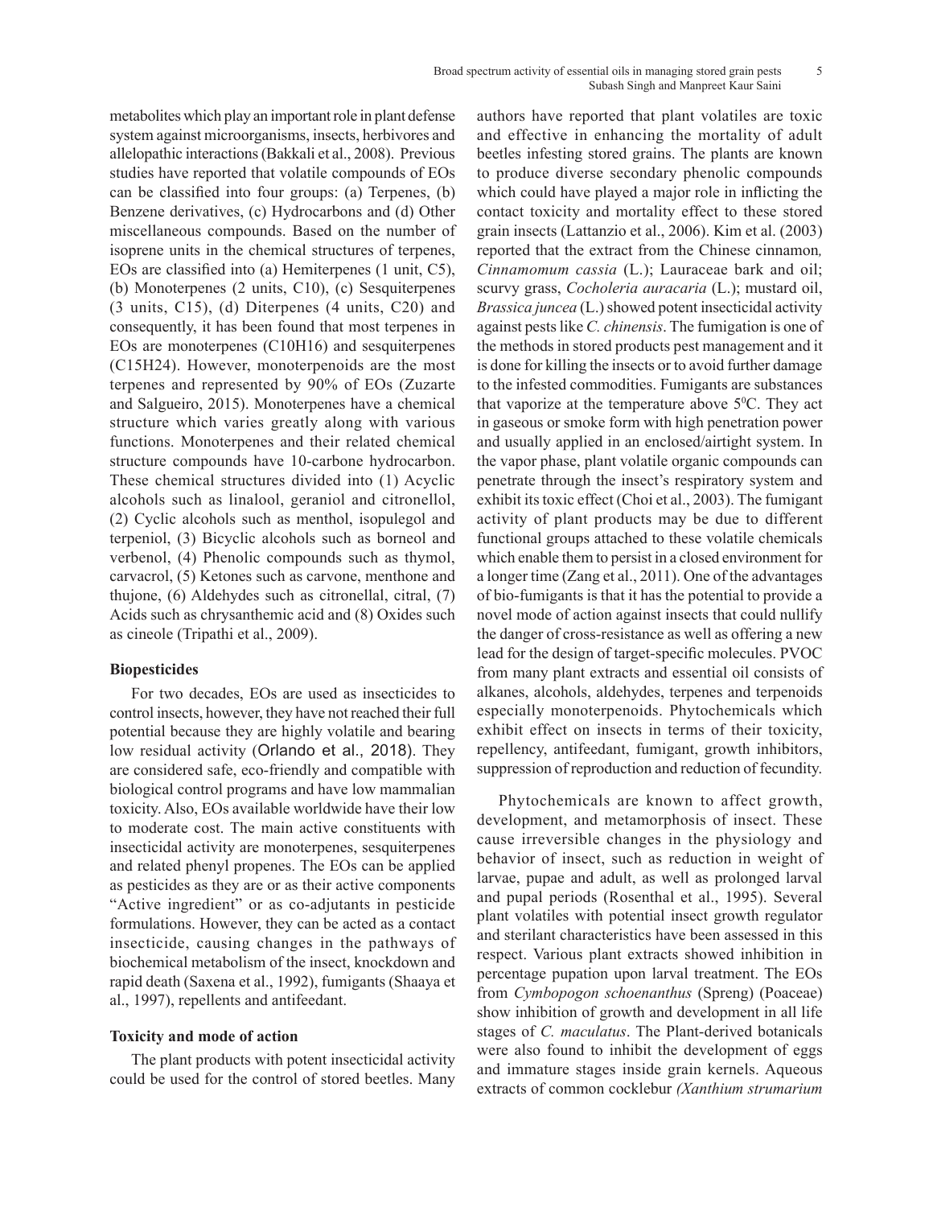metabolites which play an important role in plant defense system against microorganisms, insects, herbivores and allelopathic interactions (Bakkali et al., 2008). Previous studies have reported that volatile compounds of EOs can be classified into four groups: (a) Terpenes, (b) Benzene derivatives, (c) Hydrocarbons and (d) Other miscellaneous compounds. Based on the number of isoprene units in the chemical structures of terpenes, EOs are classified into (a) Hemiterpenes (1 unit, C5), (b) Monoterpenes (2 units, C10), (c) Sesquiterpenes (3 units, C15), (d) Diterpenes (4 units, C20) and consequently, it has been found that most terpenes in EOs are monoterpenes ($C_{10}H_{16}$) and sesquiterpenes ($C_{15}H_{24}$). However, monoterpenoids are the most terpenes and represented by 90% of EOs (Zuzarte and Salgueiro, 2015). Monoterpenes have a chemical structure which varies greatly along with various functions. Monoterpenes and their related chemical structure compounds have 10-carbone hydrocarbon. These chemical structures divided into (1) Acyclic alcohols such as linalool, geraniol and citronellol, (2) Cyclic alcohols such as menthol, isopulegol and terpeniol, (3) Bicyclic alcohols such as borneol and verbenol, (4) Phenolic compounds such as thymol, carvacrol, (5) Ketones such as carvone, menthone and thujone, (6) Aldehydes such as citronellal, citral, (7) Acids such as chrysanthemic acid and (8) Oxides such as cineole (Tripathi et al., 2009).

**Biopesticides**

For two decades, EOs are used as insecticides to control insects, however, they have not reached their full potential because they are highly volatile and bearing low residual activity (Orlando et al., 2018). They are considered safe, eco-friendly and compatible with biological control programs and have low mammalian toxicity. Also, EOs available worldwide have their low to moderate cost. The main active constituents with insecticidal activity are monoterpenes, sesquiterpenes and related phenyl propenes. The EOs can be applied as pesticides as they are or as their active components "Active ingredient" or as co-adjutants in pesticide formulations. However, they can be acted as a contact insecticide, causing changes in the pathways of biochemical metabolism of the insect, knockdown and rapid death (Saxena et al., 1992), fumigants (Shaaya et al., 1997), repellents and antifeedant.

**Toxicity and mode of action**

The plant products with potent insecticidal activity could be used for the control of stored beetles. Many authors have reported that plant volatiles are toxic and effective in enhancing the mortality of adult beetles infesting stored grains. The plants are known to produce diverse secondary phenolic compounds which could have played a major role in inflicting the contact toxicity and mortality effect to these stored grain insects (Lattanzio et al., 2006). Kim et al. (2003) reported that the extract from the Chinese cinnamon, *Cinnamomum cassia* (L.); Lauraceae bark and oil; scurvy grass, *Cocholeria auracaria* (L.); mustard oil, *Brassica juncea* (L.) showed potent insecticidal activity against pests like *C. chinensis*. The fumigation is one of the methods in stored products pest management and it is done for killing the insects or to avoid further damage to the infested commodities. Fumigants are substances that vaporize at the temperature above 5$^0$C. They act in gaseous or smoke form with high penetration power and usually applied in an enclosed/airtight system. In the vapor phase, plant volatile organic compounds can penetrate through the insect's respiratory system and exhibit its toxic effect (Choi et al., 2003). The fumigant activity of plant products may be due to different functional groups attached to these volatile chemicals which enable them to persist in a closed environment for a longer time (Zang et al., 2011). One of the advantages of bio-fumigants is that it has the potential to provide a novel mode of action against insects that could nullify the danger of cross-resistance as well as offering a new lead for the design of target-specific molecules. PVOC from many plant extracts and essential oil consists of alkanes, alcohols, aldehydes, terpenes and terpenoids especially monoterpenoids. Phytochemicals which exhibit effect on insects in terms of their toxicity, repellency, antifeedant, fumigant, growth inhibitors, suppression of reproduction and reduction of fecundity.

Phytochemicals are known to affect growth, development, and metamorphosis of insect. These cause irreversible changes in the physiology and behavior of insect, such as reduction in weight of larvae, pupae and adult, as well as prolonged larval and pupal periods (Rosenthal et al., 1995). Several plant volatiles with potential insect growth regulator and sterilant characteristics have been assessed in this respect. Various plant extracts showed inhibition in percentage pupation upon larval treatment. The EOs from *Cymbopogon schoenanthus* (Spreng) (Poaceae) show inhibition of growth and development in all life stages of *C. maculatus*. The Plant-derived botanicals were also found to inhibit the development of eggs and immature stages inside grain kernels. Aqueous extracts of common cocklebur *(Xanthium strumarium*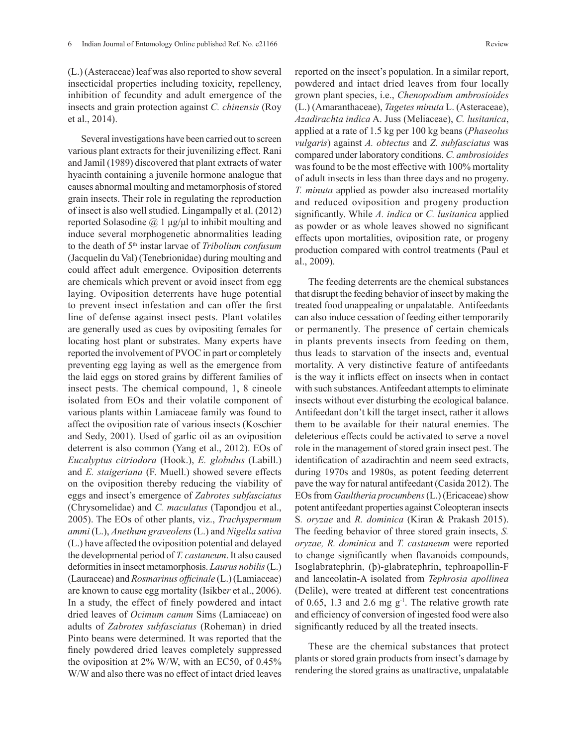(L.) (Asteraceae) leaf was also reported to show several insecticidal properties including toxicity, repellency, inhibition of fecundity and adult emergence of the insects and grain protection against *C. chinensis* (Roy et al., 2014).

Several investigations have been carried out to screen various plant extracts for their juvenilizing effect. Rani and Jamil (1989) discovered that plant extracts of water hyacinth containing a juvenile hormone analogue that causes abnormal moulting and metamorphosis of stored grain insects. Their role in regulating the reproduction of insect is also well studied. Lingampally et al. (2012) reported Solasodine @ 1 µg/µl to inhibit moulting and induce several morphogenetic abnormalities leading to the death of 5th instar larvae of *Tribolium confusum* (Jacquelin du Val) (Tenebrionidae) during moulting and could affect adult emergence. Oviposition deterrents are chemicals which prevent or avoid insect from egg laying. Oviposition deterrents have huge potential to prevent insect infestation and can offer the first line of defense against insect pests. Plant volatiles are generally used as cues by ovipositing females for locating host plant or substrates. Many experts have reported the involvement of PVOC in part or completely preventing egg laying as well as the emergence from the laid eggs on stored grains by different families of insect pests. The chemical compound, 1, 8 cineole isolated from EOs and their volatile component of various plants within Lamiaceae family was found to affect the oviposition rate of various insects (Koschier and Sedy, 2001). Used of garlic oil as an oviposition deterrent is also common (Yang et al., 2012). EOs of *Eucalyptus citriodora* (Hook.), *E. globulus* (Labill.) and *E. staigeriana* (F. Muell.) showed severe effects on the oviposition thereby reducing the viability of eggs and insect's emergence of *Zabrotes subfasciatus* (Chrysomelidae) and *C. maculatus* (Tapondjou et al., 2005). The EOs of other plants, viz., *Trachyspermum ammi* (L.), *Anethum graveolens* (L.) and *Nigella sativa* (L.) have affected the oviposition potential and delayed the developmental period of *T. castaneum*. It also caused deformities in insect metamorphosis. *Laurus nobilis* (L.) (Lauraceae) and *Rosmarinus officinale* (L.) (Lamiaceae) are known to cause egg mortality (Isikber et al., 2006). In a study, the effect of finely powdered and intact dried leaves of *Ocimum canum* Sims (Lamiaceae) on adults of *Zabrotes subfasciatus* (Roheman) in dried Pinto beans were determined. It was reported that the finely powdered dried leaves completely suppressed the oviposition at 2% W/W, with an EC50, of 0.45% W/W and also there was no effect of intact dried leaves reported on the insect's population. In a similar report, powdered and intact dried leaves from four locally grown plant species, i.e., *Chenopodium ambrosioides* (L.) (Amaranthaceae), *Tagetes minuta* L. (Asteraceae), *Azadirachta indica* A. Juss (Meliaceae), *C. lusitanica*, applied at a rate of 1.5 kg per 100 kg beans (*Phaseolus vulgaris*) against *A. obtectus* and *Z. subfasciatus* was compared under laboratory conditions. *C. ambrosioides* was found to be the most effective with 100% mortality of adult insects in less than three days and no progeny. *T. minuta* applied as powder also increased mortality and reduced oviposition and progeny production significantly. While *A. indica* or *C. lusitanica* applied as powder or as whole leaves showed no significant effects upon mortalities, oviposition rate, or progeny production compared with control treatments (Paul et al., 2009).

The feeding deterrents are the chemical substances that disrupt the feeding behavior of insect by making the treated food unappealing or unpalatable. Antifeedants can also induce cessation of feeding either temporarily or permanently. The presence of certain chemicals in plants prevents insects from feeding on them, thus leads to starvation of the insects and, eventual mortality. A very distinctive feature of antifeedants is the way it inflicts effect on insects when in contact with such substances. Antifeedant attempts to eliminate insects without ever disturbing the ecological balance. Antifeedant don't kill the target insect, rather it allows them to be available for their natural enemies. The deleterious effects could be activated to serve a novel role in the management of stored grain insect pest. The identification of azadirachtin and neem seed extracts, during 1970s and 1980s, as potent feeding deterrent pave the way for natural antifeedant (Casida 2012). The EOs from *Gaultheria procumbens* (L.) (Ericaceae) show potent antifeedant properties against Coleopteran insects S. *oryzae* and *R. dominica* (Kiran & Prakash 2015). The feeding behavior of three stored grain insects, *S. oryzae, R. dominica* and *T. castaneum* were reported to change significantly when flavanoids compounds, Isoglabratephrin, (þ)-glabratephrin, tephroapollin-F and lanceolatin-A isolated from *Tephrosia apollinea* (Delile), were treated at different test concentrations of 0.65, 1.3 and 2.6 mg $g^{-1}$. The relative growth rate and efficiency of conversion of ingested food were also significantly reduced by all the treated insects.

These are the chemical substances that protect plants or stored grain products from insect's damage by rendering the stored grains as unattractive, unpalatable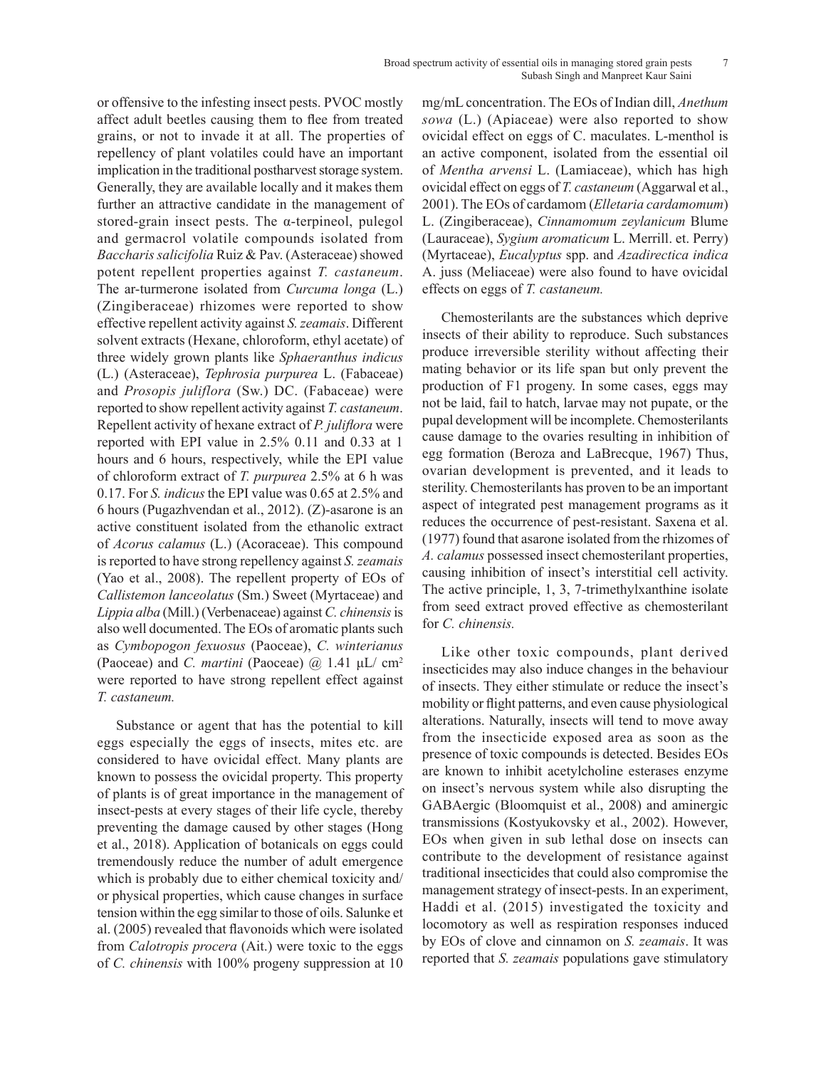or offensive to the infesting insect pests. PVOC mostly affect adult beetles causing them to flee from treated grains, or not to invade it at all. The properties of repellency of plant volatiles could have an important implication in the traditional postharvest storage system. Generally, they are available locally and it makes them further an attractive candidate in the management of stored-grain insect pests. The α-terpineol, pulegol and germacrol volatile compounds isolated from *Baccharis salicifolia* Ruiz & Pav. (Asteraceae) showed potent repellent properties against *T. castaneum*. The ar-turmerone isolated from *Curcuma longa* (L.) (Zingiberaceae) rhizomes were reported to show effective repellent activity against *S. zeamais*. Different solvent extracts (Hexane, chloroform, ethyl acetate) of three widely grown plants like *Sphaeranthus indicus* (L.) (Asteraceae), *Tephrosia purpurea* L. (Fabaceae) and *Prosopis juliflora* (Sw.) DC. (Fabaceae) were reported to show repellent activity against *T. castaneum*. Repellent activity of hexane extract of *P. juliflora* were reported with EPI value in 2.5% 0.11 and 0.33 at 1 hours and 6 hours, respectively, while the EPI value of chloroform extract of *T. purpurea* 2.5% at 6 h was 0.17. For *S. indicus* the EPI value was 0.65 at 2.5% and 6 hours (Pugazhvendan et al., 2012). (Z)-asarone is an active constituent isolated from the ethanolic extract of *Acorus calamus* (L.) (Acoraceae). This compound is reported to have strong repellency against *S. zeamais* (Yao et al., 2008). The repellent property of EOs of *Callistemon lanceolatus* (Sm.) Sweet (Myrtaceae) and *Lippia alba* (Mill.) (Verbenaceae) against *C. chinensis* is also well documented. The EOs of aromatic plants such as *Cymbopogon fexuosus* (Paoceae), *C. winterianus* (Paoceae) and *C. martini* (Paoceae) @ 1.41 µL/ cm$^2$ were reported to have strong repellent effect against *T. castaneum.*

Substance or agent that has the potential to kill eggs especially the eggs of insects, mites etc. are considered to have ovicidal effect. Many plants are known to possess the ovicidal property. This property of plants is of great importance in the management of insect-pests at every stages of their life cycle, thereby preventing the damage caused by other stages (Hong et al., 2018). Application of botanicals on eggs could tremendously reduce the number of adult emergence which is probably due to either chemical toxicity and/or physical properties, which cause changes in surface tension within the egg similar to those of oils. Salunke et al. (2005) revealed that flavonoids which were isolated from *Calotropis procera* (Ait.) were toxic to the eggs of *C. chinensis* with 100% progeny suppression at 10 mg/mL concentration. The EOs of Indian dill, *Anethum sowa* (L.) (Apiaceae) were also reported to show ovicidal effect on eggs of C. maculates. L-menthol is an active component, isolated from the essential oil of *Mentha arvensi* L. (Lamiaceae), which has high ovicidal effect on eggs of *T. castaneum* (Aggarwal et al., 2001). The EOs of cardamom (*Elletaria cardamomum*) L. (Zingiberaceae), *Cinnamomum zeylanicum* Blume (Lauraceae), *Sygium aromaticum* L. Merrill. et. Perry) (Myrtaceae), *Eucalyptus* spp. and *Azadirectica indica* A. juss (Meliaceae) were also found to have ovicidal effects on eggs of *T. castaneum.*

Chemosterilants are the substances which deprive insects of their ability to reproduce. Such substances produce irreversible sterility without affecting their mating behavior or its life span but only prevent the production of F1 progeny. In some cases, eggs may not be laid, fail to hatch, larvae may not pupate, or the pupal development will be incomplete. Chemosterilants cause damage to the ovaries resulting in inhibition of egg formation (Beroza and LaBrecque, 1967) Thus, ovarian development is prevented, and it leads to sterility. Chemosterilants has proven to be an important aspect of integrated pest management programs as it reduces the occurrence of pest-resistant. Saxena et al. (1977) found that asarone isolated from the rhizomes of *A. calamus* possessed insect chemosterilant properties, causing inhibition of insect's interstitial cell activity. The active principle, 1, 3, 7-trimethylxanthine isolate from seed extract proved effective as chemosterilant for *C. chinensis.*

Like other toxic compounds, plant derived insecticides may also induce changes in the behaviour of insects. They either stimulate or reduce the insect's mobility or flight patterns, and even cause physiological alterations. Naturally, insects will tend to move away from the insecticide exposed area as soon as the presence of toxic compounds is detected. Besides EOs are known to inhibit acetylcholine esterases enzyme on insect's nervous system while also disrupting the GABAergic (Bloomquist et al., 2008) and aminergic transmissions (Kostyukovsky et al., 2002). However, EOs when given in sub lethal dose on insects can contribute to the development of resistance against traditional insecticides that could also compromise the management strategy of insect-pests. In an experiment, Haddi et al. (2015) investigated the toxicity and locomotory as well as respiration responses induced by EOs of clove and cinnamon on *S. zeamais*. It was reported that *S. zeamais* populations gave stimulatory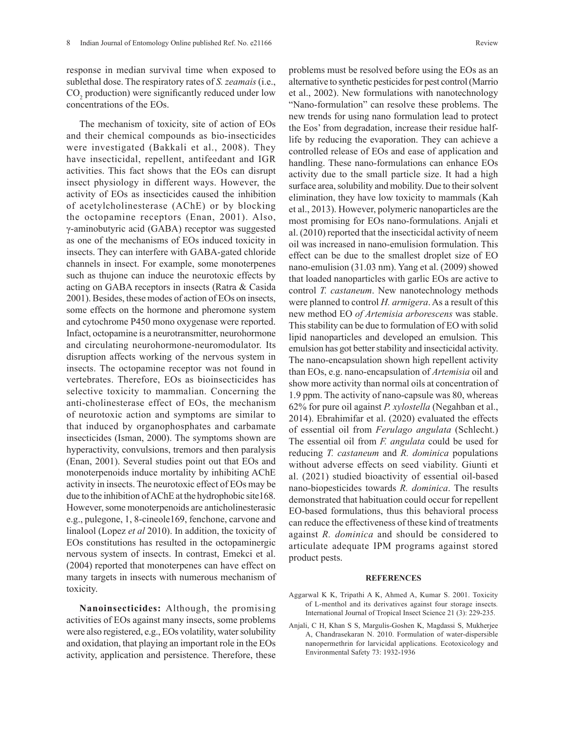response in median survival time when exposed to sublethal dose. The respiratory rates of *S. zeamais* (i.e., $CO_2$ production) were significantly reduced under low concentrations of the EOs.

The mechanism of toxicity, site of action of EOs and their chemical compounds as bio-insecticides were investigated (Bakkali et al., 2008). They have insecticidal, repellent, antifeedant and IGR activities. This fact shows that the EOs can disrupt insect physiology in different ways. However, the activity of EOs as insecticides caused the inhibition of acetylcholinesterase (AChE) or by blocking the octopamine receptors (Enan, 2001). Also, γ-aminobutyric acid (GABA) receptor was suggested as one of the mechanisms of EOs induced toxicity in insects. They can interfere with GABA-gated chloride channels in insect. For example, some monoterpenes such as thujone can induce the neurotoxic effects by acting on GABA receptors in insects (Ratra & Casida 2001). Besides, these modes of action of EOs on insects, some effects on the hormone and pheromone system and cytochrome P450 mono oxygenase were reported. Infact, octopamine is a neurotransmitter, neurohormone and circulating neurohormone-neuromodulator. Its disruption affects working of the nervous system in insects. The octopamine receptor was not found in vertebrates. Therefore, EOs as bioinsecticides has selective toxicity to mammalian. Concerning the anti-cholinesterase effect of EOs, the mechanism of neurotoxic action and symptoms are similar to that induced by organophosphates and carbamate insecticides (Isman, 2000). The symptoms shown are hyperactivity, convulsions, tremors and then paralysis (Enan, 2001). Several studies point out that EOs and monoterpenoids induce mortality by inhibiting AChE activity in insects. The neurotoxic effect of EOs may be due to the inhibition of AChE at the hydrophobic site168. However, some monoterpenoids are anticholinesterasic e.g., pulegone, 1, 8-cineole169, fenchone, carvone and linalool (Lopez *et al* 2010). In addition, the toxicity of EOs constitutions has resulted in the octopaminergic nervous system of insects. In contrast, Emekci et al. (2004) reported that monoterpenes can have effect on many targets in insects with numerous mechanism of toxicity.

**Nanoinsecticides:** Although, the promising activities of EOs against many insects, some problems were also registered, e.g., EOs volatility, water solubility and oxidation, that playing an important role in the EOs activity, application and persistence. Therefore, these problems must be resolved before using the EOs as an alternative to synthetic pesticides for pest control (Marrio et al., 2002). New formulations with nanotechnology "Nano-formulation" can resolve these problems. The new trends for using nano formulation lead to protect the Eos' from degradation, increase their residue half-life by reducing the evaporation. They can achieve a controlled release of EOs and ease of application and handling. These nano-formulations can enhance EOs activity due to the small particle size. It had a high surface area, solubility and mobility. Due to their solvent elimination, they have low toxicity to mammals (Kah et al., 2013). However, polymeric nanoparticles are the most promising for EOs nano-formulations. Anjali et al. (2010) reported that the insecticidal activity of neem oil was increased in nano-emulision formulation. This effect can be due to the smallest droplet size of EO nano-emulision (31.03 nm). Yang et al. (2009) showed that loaded nanoparticles with garlic EOs are active to control *T. castaneum*. New nanotechnology methods were planned to control *H. armigera*. As a result of this new method EO *of Artemisia arborescens* was stable. This stability can be due to formulation of EO with solid lipid nanoparticles and developed an emulsion. This emulsion has got better stability and insecticidal activity. The nano-encapsulation shown high repellent activity than EOs, e.g. nano-encapsulation of *Artemisia* oil and show more activity than normal oils at concentration of 1.9 ppm. The activity of nano-capsule was 80, whereas 62% for pure oil against *P. xylostella* (Negahban et al., 2014). Ebrahimifar et al. (2020) evaluated the effects of essential oil from *Ferulago angulata* (Schlecht.) The essential oil from *F. angulata* could be used for reducing *T. castaneum* and *R. dominica* populations without adverse effects on seed viability. Giunti et al. (2021) studied bioactivity of essential oil-based nano-biopesticides towards *R. dominica*. The results demonstrated that habituation could occur for repellent EO-based formulations, thus this behavioral process can reduce the effectiveness of these kind of treatments against *R. dominica* and should be considered to articulate adequate IPM programs against stored product pests.

## REFERENCES

Aggarwal K K, Tripathi A K, Ahmed A, Kumar S. 2001. Toxicity of L-menthol and its derivatives against four storage insects. International Journal of Tropical Insect Science 21 (3): 229-235.

Anjali, C H, Khan S S, Margulis-Goshen K, Magdassi S, Mukherjee A, Chandrasekaran N. 2010. Formulation of water-dispersible nanopermethrin for larvicidal applications. Ecotoxicology and Environmental Safety 73: 1932-1936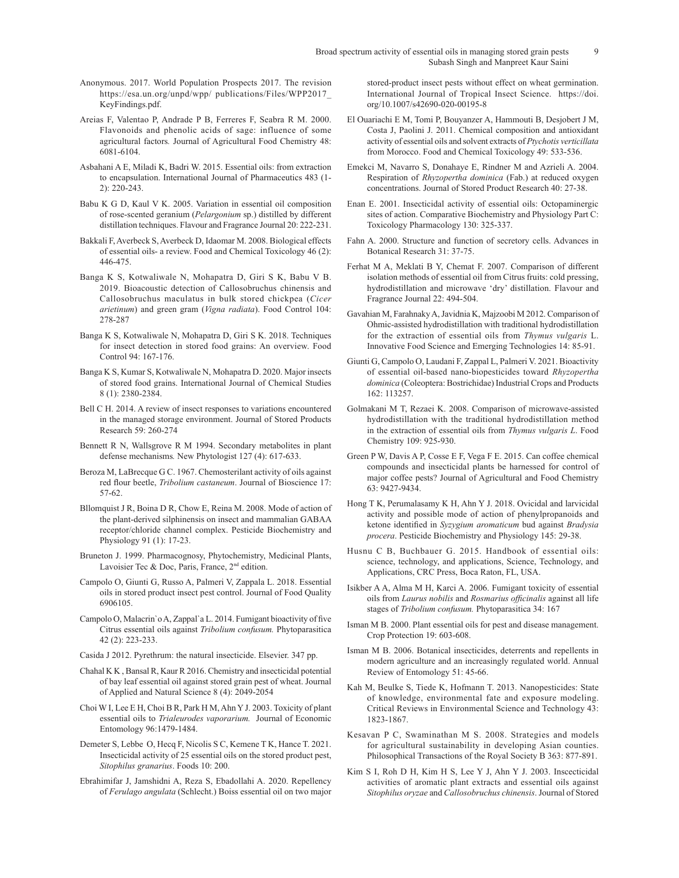Anonymous. 2017. World Population Prospects 2017. The revision https://esa.un.org/unpd/wpp/ publications/Files/WPP2017_KeyFindings.pdf.

Areias F, Valentao P, Andrade P B, Ferreres F, Seabra R M. 2000. Flavonoids and phenolic acids of sage: influence of some agricultural factors. Journal of Agricultural Food Chemistry 48: 6081-6104.

Asbahani A E, Miladi K, Badri W. 2015. Essential oils: from extraction to encapsulation. International Journal of Pharmaceutics 483 (1-2): 220-243.

Babu K G D, Kaul V K. 2005. Variation in essential oil composition of rose-scented geranium (*Pelargonium* sp.) distilled by different distillation techniques. Flavour and Fragrance Journal 20: 222-231.

Bakkali F, Averbeck S, Averbeck D, Idaomar M. 2008. Biological effects of essential oils- a review. Food and Chemical Toxicology 46 (2): 446-475.

Banga K S, Kotwaliwale N, Mohapatra D, Giri S K, Babu V B. 2019. Bioacoustic detection of Callosobruchus chinensis and Callosobruchus maculatus in bulk stored chickpea (*Cicer arietinum*) and green gram (*Vigna radiata*). Food Control 104: 278-287

Banga K S, Kotwaliwale N, Mohapatra D, Giri S K. 2018. Techniques for insect detection in stored food grains: An overview. Food Control 94: 167-176.

Banga K S, Kumar S, Kotwaliwale N, Mohapatra D. 2020. Major insects of stored food grains. International Journal of Chemical Studies 8 (1): 2380-2384.

Bell C H. 2014. A review of insect responses to variations encountered in the managed storage environment. Journal of Stored Products Research 59: 260-274

Bennett R N, Wallsgrove R M 1994. Secondary metabolites in plant defense mechanisms. New Phytologist 127 (4): 617-633.

Beroza M, LaBrecque G C. 1967. Chemosterilant activity of oils against red flour beetle, *Tribolium castaneum*. Journal of Bioscience 17: 57-62.

Bllomquist J R, Boina D R, Chow E, Reina M. 2008. Mode of action of the plant-derived silphinensis on insect and mammalian GABAA receptor/chloride channel complex. Pesticide Biochemistry and Physiology 91 (1): 17-23.

Bruneton J. 1999. Pharmacognosy, Phytochemistry, Medicinal Plants, Lavoisier Tec & Doc, Paris, France, 2nd edition.

Campolo O, Giunti G, Russo A, Palmeri V, Zappala L. 2018. Essential oils in stored product insect pest control. Journal of Food Quality 6906105.

Campolo O, Malacrin`o A, Zappal`a L. 2014. Fumigant bioactivity of five Citrus essential oils against *Tribolium confusum.* Phytoparasitica 42 (2): 223-233.

Casida J 2012. Pyrethrum: the natural insecticide. Elsevier. 347 pp.

Chahal K K , Bansal R, Kaur R 2016. Chemistry and insecticidal potential of bay leaf essential oil against stored grain pest of wheat. Journal of Applied and Natural Science 8 (4): 2049-2054

Choi W I, Lee E H, Choi B R, Park H M, Ahn Y J. 2003. Toxicity of plant essential oils to *Trialeurodes vaporarium.* Journal of Economic Entomology 96:1479-1484.

Demeter S, Lebbe O, Hecq F, Nicolis S C, Kemene T K, Hance T. 2021. Insecticidal activity of 25 essential oils on the stored product pest, *Sitophilus granarius*. Foods 10: 200.

Ebrahimifar J, Jamshidni A, Reza S, Ebadollahi A. 2020. Repellency of *Ferulago angulata* (Schlecht.) Boiss essential oil on two major stored-product insect pests without effect on wheat germination. International Journal of Tropical Insect Science. https://doi.org/10.1007/s42690-020-00195-8

El Ouariachi E M, Tomi P, Bouyanzer A, Hammouti B, Desjobert J M, Costa J, Paolini J. 2011. Chemical composition and antioxidant activity of essential oils and solvent extracts of *Ptychotis verticillata* from Morocco. Food and Chemical Toxicology 49: 533-536.

Emekci M, Navarro S, Donahaye E, Rindner M and Azrieli A. 2004. Respiration of *Rhyzopertha dominica* (Fab.) at reduced oxygen concentrations. Journal of Stored Product Research 40: 27-38.

Enan E. 2001. Insecticidal activity of essential oils: Octopaminergic sites of action. Comparative Biochemistry and Physiology Part C: Toxicology Pharmacology 130: 325-337.

Fahn A. 2000. Structure and function of secretory cells. Advances in Botanical Research 31: 37-75.

Ferhat M A, Meklati B Y, Chemat F. 2007. Comparison of different isolation methods of essential oil from Citrus fruits: cold pressing, hydrodistillation and microwave 'dry' distillation. Flavour and Fragrance Journal 22: 494-504.

Gavahian M, Farahnaky A, Javidnia K, Majzoobi M 2012. Comparison of Ohmic-assisted hydrodistillation with traditional hydrodistillation for the extraction of essential oils from *Thymus vulgaris* L. Innovative Food Science and Emerging Technologies 14: 85-91.

Giunti G, Campolo O, Laudani F, Zappal L, Palmeri V. 2021. Bioactivity of essential oil-based nano-biopesticides toward *Rhyzopertha dominica* (Coleoptera: Bostrichidae) Industrial Crops and Products 162: 113257.

Golmakani M T, Rezaei K. 2008. Comparison of microwave-assisted hydrodistillation with the traditional hydrodistillation method in the extraction of essential oils from *Thymus vulgaris L*. Food Chemistry 109: 925-930.

Green P W, Davis A P, Cosse E F, Vega F E. 2015. Can coffee chemical compounds and insecticidal plants be harnessed for control of major coffee pests? Journal of Agricultural and Food Chemistry 63: 9427-9434.

Hong T K, Perumalasamy K H, Ahn Y J. 2018. Ovicidal and larvicidal activity and possible mode of action of phenylpropanoids and ketone identified in *Syzygium aromaticum* bud against *Bradysia procera*. Pesticide Biochemistry and Physiology 145: 29-38.

Husnu C B, Buchbauer G. 2015. Handbook of essential oils: science, technology, and applications, Science, Technology, and Applications, CRC Press, Boca Raton, FL, USA.

Isikber A A, Alma M H, Karci A. 2006. Fumigant toxicity of essential oils from *Laurus nobilis* and *Rosmarius officinalis* against all life stages of *Tribolium confusum.* Phytoparasitica 34: 167

Isman M B. 2000. Plant essential oils for pest and disease management. Crop Protection 19: 603-608.

Isman M B. 2006. Botanical insecticides, deterrents and repellents in modern agriculture and an increasingly regulated world. Annual Review of Entomology 51: 45-66.

Kah M, Beulke S, Tiede K, Hofmann T. 2013. Nanopesticides: State of knowledge, environmental fate and exposure modeling. Critical Reviews in Environmental Science and Technology 43: 1823-1867.

Kesavan P C, Swaminathan M S. 2008. Strategies and models for agricultural sustainability in developing Asian counties. Philosophical Transactions of the Royal Society B 363: 877-891.

Kim S I, Roh D H, Kim H S, Lee Y J, Ahn Y J. 2003. Inscecticidal activities of aromatic plant extracts and essential oils against *Sitophilus oryzae* and *Callosobruchus chinensis*. Journal of Stored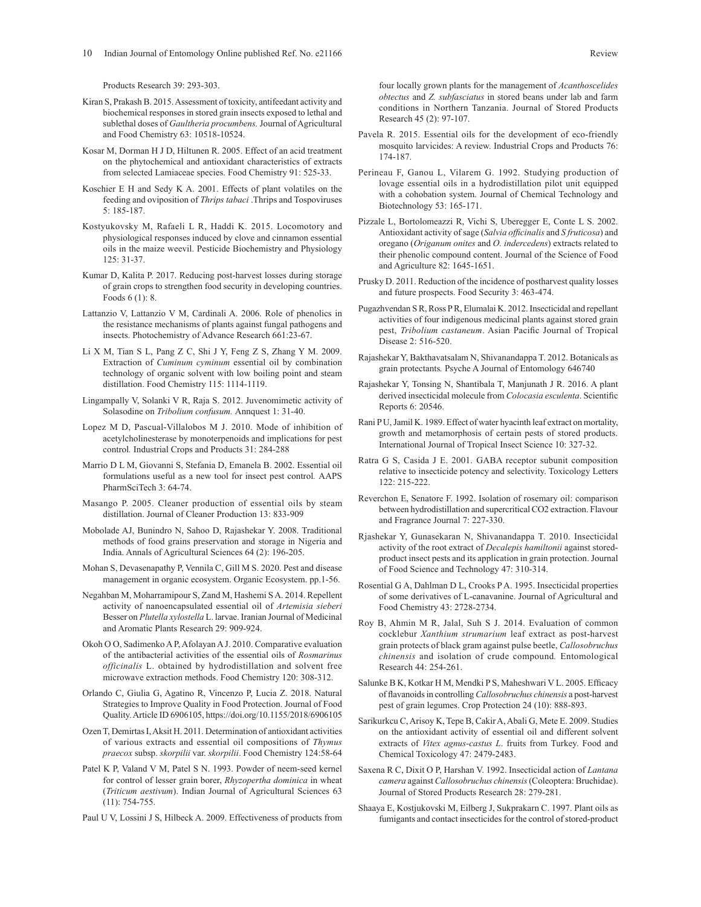Products Research 39: 293-303.

Kiran S, Prakash B. 2015. Assessment of toxicity, antifeedant activity and biochemical responses in stored grain insects exposed to lethal and sublethal doses of *Gaultheria procumbens.* Journal of Agricultural and Food Chemistry 63: 10518-10524.

Kosar M, Dorman H J D, Hiltunen R. 2005. Effect of an acid treatment on the phytochemical and antioxidant characteristics of extracts from selected Lamiaceae species. Food Chemistry 91: 525-33.

Koschier E H and Sedy K A. 2001. Effects of plant volatiles on the feeding and oviposition of *Thrips tabaci* .Thrips and Tospoviruses 5: 185-187.

Kostyukovsky M, Rafaeli L R, Haddi K. 2015. Locomotory and physiological responses induced by clove and cinnamon essential oils in the maize weevil. Pesticide Biochemistry and Physiology 125: 31-37.

Kumar D, Kalita P. 2017. Reducing post-harvest losses during storage of grain crops to strengthen food security in developing countries. Foods 6 (1): 8.

Lattanzio V, Lattanzio V M, Cardinali A. 2006. Role of phenolics in the resistance mechanisms of plants against fungal pathogens and insects. Photochemistry of Advance Research 661:23-67.

Li X M, Tian S L, Pang Z C, Shi J Y, Feng Z S, Zhang Y M. 2009. Extraction of *Cuminum cyminum* essential oil by combination technology of organic solvent with low boiling point and steam distillation. Food Chemistry 115: 1114-1119.

Lingampally V, Solanki V R, Raja S. 2012. Juvenomimetic activity of Solasodine on *Tribolium confusum.* Annquest 1: 31-40.

Lopez M D, Pascual-Villalobos M J. 2010. Mode of inhibition of acetylcholinesterase by monoterpenoids and implications for pest control*.* Industrial Crops and Products 31: 284-288

Marrio D L M, Giovanni S, Stefania D, Emanela B. 2002. Essential oil formulations useful as a new tool for insect pest control*.* AAPS PharmSciTech 3: 64-74.

Masango P. 2005. Cleaner production of essential oils by steam distillation. Journal of Cleaner Production 13: 833-909

Mobolade AJ, Bunindro N, Sahoo D, Rajashekar Y. 2008. Traditional methods of food grains preservation and storage in Nigeria and India. Annals of Agricultural Sciences 64 (2): 196-205.

Mohan S, Devasenapathy P, Vennila C, Gill M S. 2020. Pest and disease management in organic ecosystem. Organic Ecosystem. pp.1-56.

Negahban M, Moharramipour S, Zand M, Hashemi S A. 2014. Repellent activity of nanoencapsulated essential oil of *Artemisia sieberi* Besser on *Plutella xylostella* L. larvae. Iranian Journal of Medicinal and Aromatic Plants Research 29: 909-924.

Okoh O O, Sadimenko A P, Afolayan A J. 2010. Comparative evaluation of the antibacterial activities of the essential oils of *Rosmarinus officinalis* L. obtained by hydrodistillation and solvent free microwave extraction methods. Food Chemistry 120: 308-312.

Orlando C, Giulia G, Agatino R, Vincenzo P, Lucia Z. 2018. Natural Strategies to Improve Quality in Food Protection. Journal of Food Quality. Article ID 6906105, https://doi.org/10.1155/2018/6906105

Ozen T, Demirtas I, Aksit H. 2011. Determination of antioxidant activities of various extracts and essential oil compositions of *Thymus praecox* subsp. *skorpilii* var. *skorpilii*. Food Chemistry 124:58-64

Patel K P, Valand V M, Patel S N. 1993. Powder of neem-seed kernel for control of lesser grain borer, *Rhyzopertha dominica* in wheat (*Triticum aestivum*). Indian Journal of Agricultural Sciences 63 (11): 754-755.

Paul U V, Lossini J S, Hilbeck A. 2009. Effectiveness of products from four locally grown plants for the management of *Acanthoscelides obtectus* and *Z. subfasciatus* in stored beans under lab and farm conditions in Northern Tanzania. Journal of Stored Products Research 45 (2): 97-107.

Pavela R. 2015. Essential oils for the development of eco-friendly mosquito larvicides: A review. Industrial Crops and Products 76: 174-187.

Perineau F, Ganou L, Vilarem G. 1992. Studying production of lovage essential oils in a hydrodistillation pilot unit equipped with a cohobation system. Journal of Chemical Technology and Biotechnology 53: 165-171.

Pizzale L, Bortolomeazzi R, Vichi S, Uberegger E, Conte L S. 2002. Antioxidant activity of sage (*Salvia officinalis* and *S fruticosa*) and oregano (*Origanum onites* and *O. indercedens*) extracts related to their phenolic compound content. Journal of the Science of Food and Agriculture 82: 1645-1651.

Prusky D. 2011. Reduction of the incidence of postharvest quality losses and future prospects. Food Security 3: 463-474.

Pugazhvendan S R, Ross P R, Elumalai K. 2012. Insecticidal and repellant activities of four indigenous medicinal plants against stored grain pest, *Tribolium castaneum*. Asian Pacific Journal of Tropical Disease 2: 516-520.

Rajashekar Y, Bakthavatsalam N, Shivanandappa T. 2012. Botanicals as grain protectants*.* Psyche A Journal of Entomology 646740

Rajashekar Y, Tonsing N, Shantibala T, Manjunath J R. 2016. A plant derived insecticidal molecule from *Colocasia esculenta*. Scientific Reports 6: 20546.

Rani P U, Jamil K. 1989. Effect of water hyacinth leaf extract on mortality, growth and metamorphosis of certain pests of stored products. International Journal of Tropical Insect Science 10: 327-32.

Ratra G S, Casida J E. 2001. GABA receptor subunit composition relative to insecticide potency and selectivity. Toxicology Letters 122: 215-222.

Reverchon E, Senatore F. 1992. Isolation of rosemary oil: comparison between hydrodistillation and supercritical CO2 extraction. Flavour and Fragrance Journal 7: 227-330.

Rjashekar Y, Gunasekaran N, Shivanandappa T. 2010. Insecticidal activity of the root extract of *Decalepis hamiltonii* against stored-product insect pests and its application in grain protection. Journal of Food Science and Technology 47: 310-314.

Rosential G A, Dahlman D L, Crooks P A. 1995. Insecticidal properties of some derivatives of L-canavanine. Journal of Agricultural and Food Chemistry 43: 2728-2734.

Roy B, Ahmin M R, Jalal, Suh S J. 2014. Evaluation of common cocklebur *Xanthium strumarium* leaf extract as post-harvest grain protects of black gram against pulse beetle, *Callosobruchus chinensis* and isolation of crude compound*.* Entomological Research 44: 254-261.

Salunke B K, Kotkar H M, Mendki P S, Maheshwari V L. 2005. Efficacy of flavanoids in controlling *Callosobruchus chinensis* a post-harvest pest of grain legumes. Crop Protection 24 (10): 888-893.

Sarikurkcu C, Arisoy K, Tepe B, Cakir A, Abali G, Mete E. 2009. Studies on the antioxidant activity of essential oil and different solvent extracts of *Vitex agnus-castus L*. fruits from Turkey. Food and Chemical Toxicology 47: 2479-2483.

Saxena R C, Dixit O P, Harshan V. 1992. Insecticidal action of *Lantana camera* against *Callosobruchus chinensis* (Coleoptera: Bruchidae). Journal of Stored Products Research 28: 279-281.

Shaaya E, Kostjukovski M, Eilberg J, Sukprakarn C. 1997. Plant oils as fumigants and contact insecticides for the control of stored-product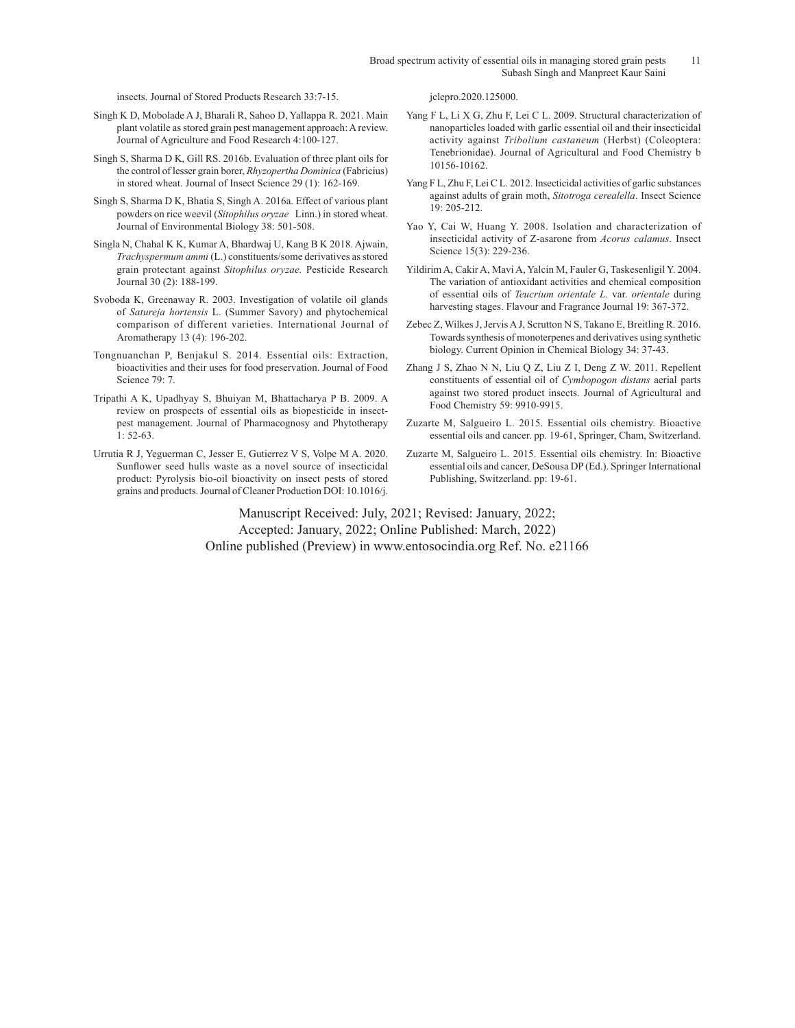insects. Journal of Stored Products Research 33:7-15.

Singh K D, Mobolade A J, Bharali R, Sahoo D, Yallappa R. 2021. Main plant volatile as stored grain pest management approach: A review. Journal of Agriculture and Food Research 4:100-127.

Singh S, Sharma D K, Gill RS. 2016b. Evaluation of three plant oils for the control of lesser grain borer, *Rhyzopertha Dominica* (Fabricius) in stored wheat. Journal of Insect Science 29 (1): 162-169.

Singh S, Sharma D K, Bhatia S, Singh A. 2016a. Effect of various plant powders on rice weevil (*Sitophilus oryzae* Linn.) in stored wheat. Journal of Environmental Biology 38: 501-508.

Singla N, Chahal K K, Kumar A, Bhardwaj U, Kang B K 2018. Ajwain, *Trachyspermum ammi* (L.) constituents/some derivatives as stored grain protectant against *Sitophilus oryzae.* Pesticide Research Journal 30 (2): 188-199.

Svoboda K, Greenaway R. 2003. Investigation of volatile oil glands of *Satureja hortensis* L. (Summer Savory) and phytochemical comparison of different varieties. International Journal of Aromatherapy 13 (4): 196-202.

Tongnuanchan P, Benjakul S. 2014. Essential oils: Extraction, bioactivities and their uses for food preservation. Journal of Food Science 79: 7.

Tripathi A K, Upadhyay S, Bhuiyan M, Bhattacharya P B. 2009. A review on prospects of essential oils as biopesticide in insect-pest management. Journal of Pharmacognosy and Phytotherapy 1: 52-63.

Urrutia R J, Yeguerman C, Jesser E, Gutierrez V S, Volpe M A. 2020. Sunflower seed hulls waste as a novel source of insecticidal product: Pyrolysis bio-oil bioactivity on insect pests of stored grains and products. Journal of Cleaner Production DOI: 10.1016/j.jclepro.2020.125000.

Yang F L, Li X G, Zhu F, Lei C L. 2009. Structural characterization of nanoparticles loaded with garlic essential oil and their insecticidal activity against *Tribolium castaneum* (Herbst) (Coleoptera: Tenebrionidae). Journal of Agricultural and Food Chemistry b 10156-10162.

Yang F L, Zhu F, Lei C L. 2012. Insecticidal activities of garlic substances against adults of grain moth, *Sitotroga cerealella*. Insect Science 19: 205-212.

Yao Y, Cai W, Huang Y. 2008. Isolation and characterization of insecticidal activity of Z-asarone from *Acorus calamus*. Insect Science 15(3): 229-236.

Yildirim A, Cakir A, Mavi A, Yalcin M, Fauler G, Taskesenligil Y. 2004. The variation of antioxidant activities and chemical composition of essential oils of *Teucrium orientale L*. var. *orientale* during harvesting stages. Flavour and Fragrance Journal 19: 367-372.

Zebec Z, Wilkes J, Jervis A J, Scrutton N S, Takano E, Breitling R. 2016. Towards synthesis of monoterpenes and derivatives using synthetic biology. Current Opinion in Chemical Biology 34: 37-43.

Zhang J S, Zhao N N, Liu Q Z, Liu Z I, Deng Z W. 2011. Repellent constituents of essential oil of *Cymbopogon distans* aerial parts against two stored product insects. Journal of Agricultural and Food Chemistry 59: 9910-9915.

Zuzarte M, Salgueiro L. 2015. Essential oils chemistry. Bioactive essential oils and cancer. pp. 19-61, Springer, Cham, Switzerland.

Zuzarte M, Salgueiro L. 2015. Essential oils chemistry. In: Bioactive essential oils and cancer, DeSousa DP (Ed.). Springer International Publishing, Switzerland. pp: 19-61.

Manuscript Received: July, 2021; Revised: January, 2022;
Accepted: January, 2022; Online Published: March, 2022)
Online published (Preview) in www.entosocindia.org Ref. No. e21166